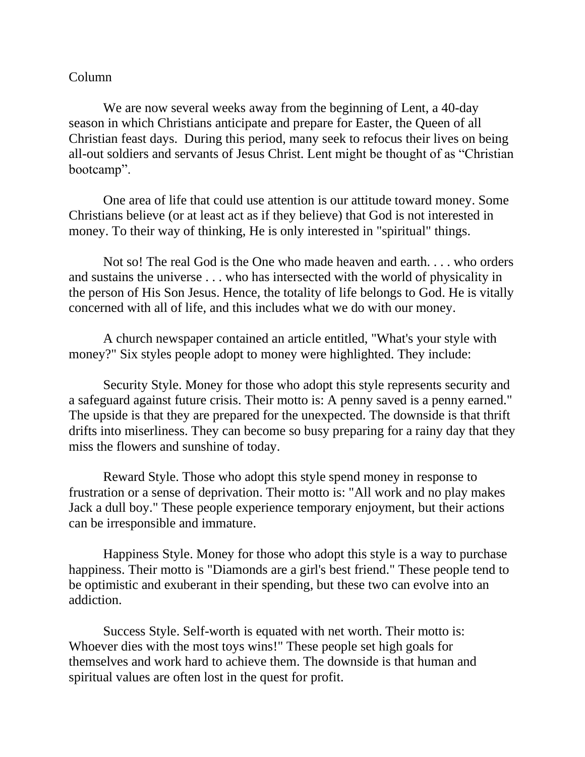Column

We are now several weeks away from the beginning of Lent, a 40-day season in which Christians anticipate and prepare for Easter, the Queen of all Christian feast days. During this period, many seek to refocus their lives on being all-out soldiers and servants of Jesus Christ. Lent might be thought of as "Christian bootcamp".

One area of life that could use attention is our attitude toward money. Some Christians believe (or at least act as if they believe) that God is not interested in money. To their way of thinking, He is only interested in "spiritual" things.

Not so! The real God is the One who made heaven and earth. . . . who orders and sustains the universe . . . who has intersected with the world of physicality in the person of His Son Jesus. Hence, the totality of life belongs to God. He is vitally concerned with all of life, and this includes what we do with our money.

A church newspaper contained an article entitled, "What's your style with money?" Six styles people adopt to money were highlighted. They include:

Security Style. Money for those who adopt this style represents security and a safeguard against future crisis. Their motto is: A penny saved is a penny earned." The upside is that they are prepared for the unexpected. The downside is that thrift drifts into miserliness. They can become so busy preparing for a rainy day that they miss the flowers and sunshine of today.

Reward Style. Those who adopt this style spend money in response to frustration or a sense of deprivation. Their motto is: "All work and no play makes Jack a dull boy." These people experience temporary enjoyment, but their actions can be irresponsible and immature.

Happiness Style. Money for those who adopt this style is a way to purchase happiness. Their motto is "Diamonds are a girl's best friend." These people tend to be optimistic and exuberant in their spending, but these two can evolve into an addiction.

Success Style. Self-worth is equated with net worth. Their motto is: Whoever dies with the most toys wins!" These people set high goals for themselves and work hard to achieve them. The downside is that human and spiritual values are often lost in the quest for profit.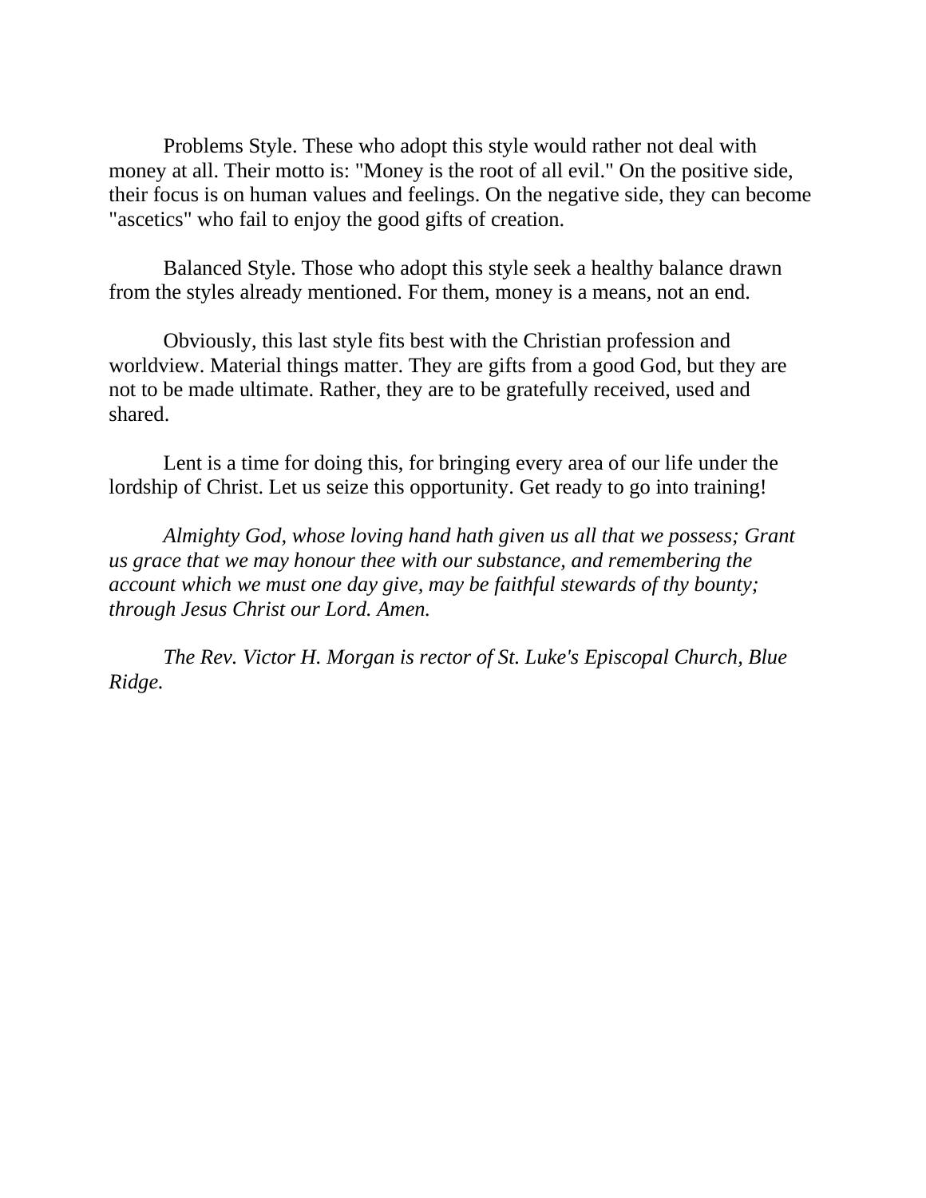Problems Style. These who adopt this style would rather not deal with money at all. Their motto is: "Money is the root of all evil." On the positive side, their focus is on human values and feelings. On the negative side, they can become "ascetics" who fail to enjoy the good gifts of creation.

Balanced Style. Those who adopt this style seek a healthy balance drawn from the styles already mentioned. For them, money is a means, not an end.

Obviously, this last style fits best with the Christian profession and worldview. Material things matter. They are gifts from a good God, but they are not to be made ultimate. Rather, they are to be gratefully received, used and shared.

Lent is a time for doing this, for bringing every area of our life under the lordship of Christ. Let us seize this opportunity. Get ready to go into training!

*Almighty God, whose loving hand hath given us all that we possess; Grant us grace that we may honour thee with our substance, and remembering the account which we must one day give, may be faithful stewards of thy bounty; through Jesus Christ our Lord. Amen.*

*The Rev. Victor H. Morgan is rector of St. Luke's Episcopal Church, Blue Ridge.*